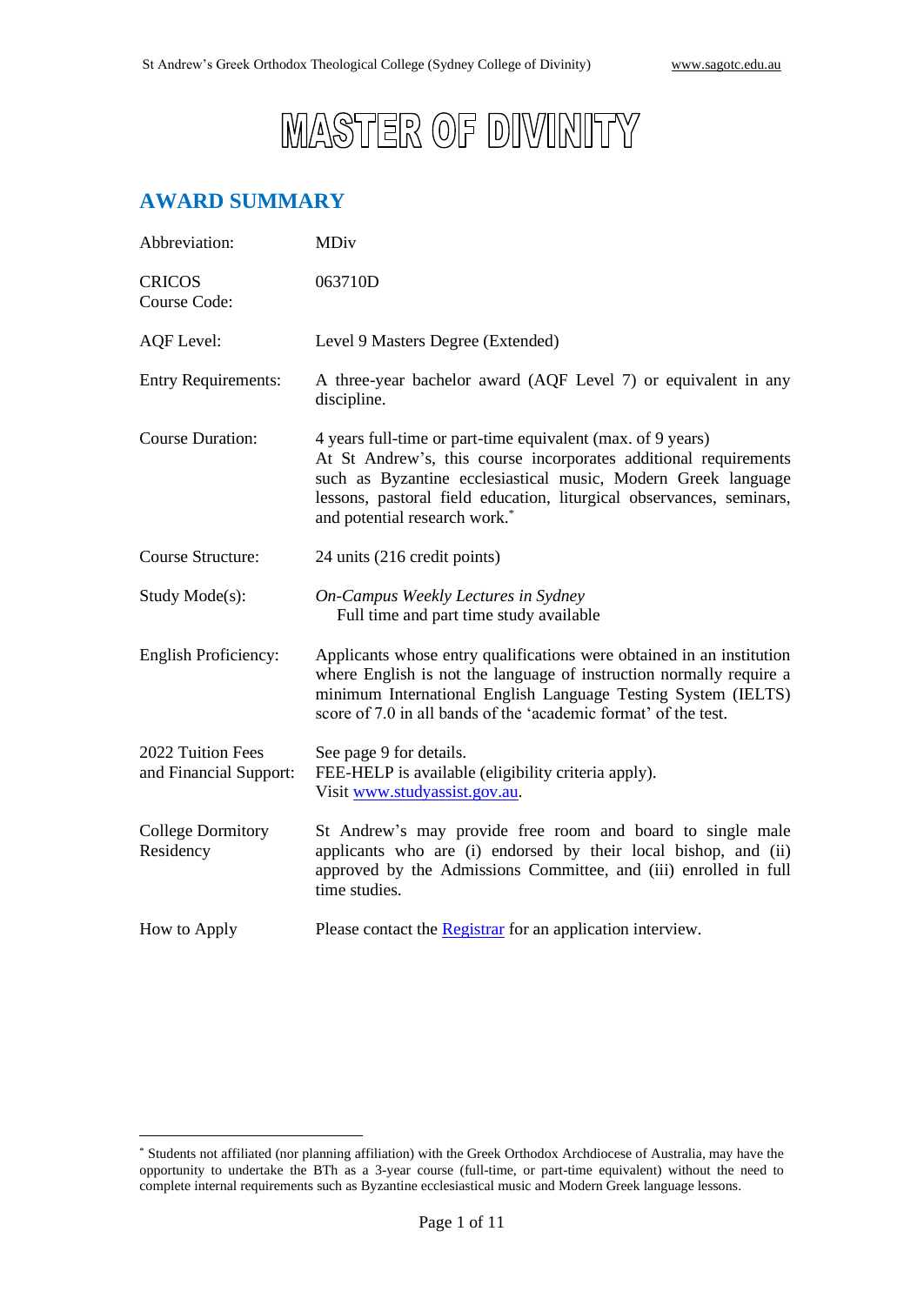# MASTER OF DIVINITY

## AWARD SUMMARY

| | |
|---|---|
| Abbreviation: | MDiv |
| CRICOS Course Code: | 063710D |
| AQF Level: | Level 9 Masters Degree (Extended) |
| Entry Requirements: | A three-year bachelor award (AQF Level 7) or equivalent in any discipline. |
| Course Duration: | 4 years full-time or part-time equivalent (max. of 9 years) At St Andrew's, this course incorporates additional requirements such as Byzantine ecclesiastical music, Modern Greek language lessons, pastoral field education, liturgical observances, seminars, and potential research work.* |
| Course Structure: | 24 units (216 credit points) |
| Study Mode(s): | *On-Campus Weekly Lectures in Sydney* Full time and part time study available |
| English Proficiency: | Applicants whose entry qualifications were obtained in an institution where English is not the language of instruction normally require a minimum International English Language Testing System (IELTS) score of 7.0 in all bands of the 'academic format' of the test. |
| 2022 Tuition Fees and Financial Support: | See page 9 for details. FEE-HELP is available (eligibility criteria apply). Visit www.studyassist.gov.au. |
| College Dormitory Residency | St Andrew's may provide free room and board to single male applicants who are (i) endorsed by their local bishop, and (ii) approved by the Admissions Committee, and (iii) enrolled in full time studies. |
| How to Apply | Please contact the Registrar for an application interview. |

* Students not affiliated (nor planning affiliation) with the Greek Orthodox Archdiocese of Australia, may have the opportunity to undertake the BTh as a 3-year course (full-time, or part-time equivalent) without the need to complete internal requirements such as Byzantine ecclesiastical music and Modern Greek language lessons.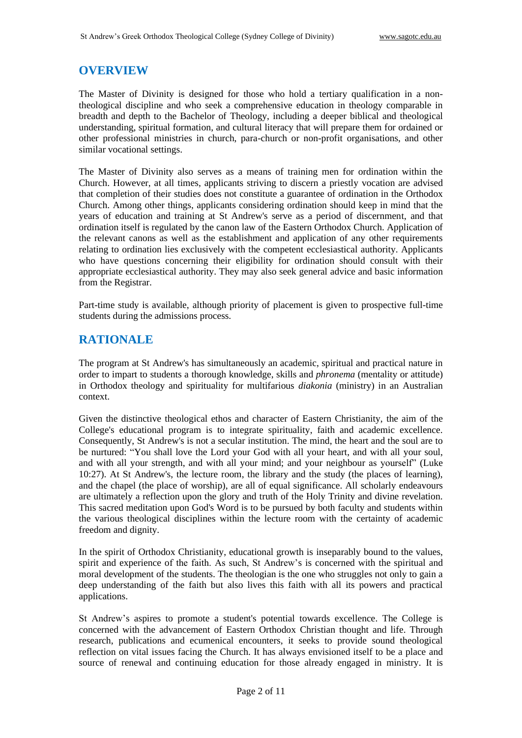## OVERVIEW

The Master of Divinity is designed for those who hold a tertiary qualification in a non-theological discipline and who seek a comprehensive education in theology comparable in breadth and depth to the Bachelor of Theology, including a deeper biblical and theological understanding, spiritual formation, and cultural literacy that will prepare them for ordained or other professional ministries in church, para-church or non-profit organisations, and other similar vocational settings.

The Master of Divinity also serves as a means of training men for ordination within the Church. However, at all times, applicants striving to discern a priestly vocation are advised that completion of their studies does not constitute a guarantee of ordination in the Orthodox Church. Among other things, applicants considering ordination should keep in mind that the years of education and training at St Andrew's serve as a period of discernment, and that ordination itself is regulated by the canon law of the Eastern Orthodox Church. Application of the relevant canons as well as the establishment and application of any other requirements relating to ordination lies exclusively with the competent ecclesiastical authority. Applicants who have questions concerning their eligibility for ordination should consult with their appropriate ecclesiastical authority. They may also seek general advice and basic information from the Registrar.

Part-time study is available, although priority of placement is given to prospective full-time students during the admissions process.

## RATIONALE

The program at St Andrew's has simultaneously an academic, spiritual and practical nature in order to impart to students a thorough knowledge, skills and *phronema* (mentality or attitude) in Orthodox theology and spirituality for multifarious *diakonia* (ministry) in an Australian context.

Given the distinctive theological ethos and character of Eastern Christianity, the aim of the College's educational program is to integrate spirituality, faith and academic excellence. Consequently, St Andrew's is not a secular institution. The mind, the heart and the soul are to be nurtured: "You shall love the Lord your God with all your heart, and with all your soul, and with all your strength, and with all your mind; and your neighbour as yourself" (Luke 10:27). At St Andrew's, the lecture room, the library and the study (the places of learning), and the chapel (the place of worship), are all of equal significance. All scholarly endeavours are ultimately a reflection upon the glory and truth of the Holy Trinity and divine revelation. This sacred meditation upon God's Word is to be pursued by both faculty and students within the various theological disciplines within the lecture room with the certainty of academic freedom and dignity.

In the spirit of Orthodox Christianity, educational growth is inseparably bound to the values, spirit and experience of the faith. As such, St Andrew's is concerned with the spiritual and moral development of the students. The theologian is the one who struggles not only to gain a deep understanding of the faith but also lives this faith with all its powers and practical applications.

St Andrew's aspires to promote a student's potential towards excellence. The College is concerned with the advancement of Eastern Orthodox Christian thought and life. Through research, publications and ecumenical encounters, it seeks to provide sound theological reflection on vital issues facing the Church. It has always envisioned itself to be a place and source of renewal and continuing education for those already engaged in ministry. It is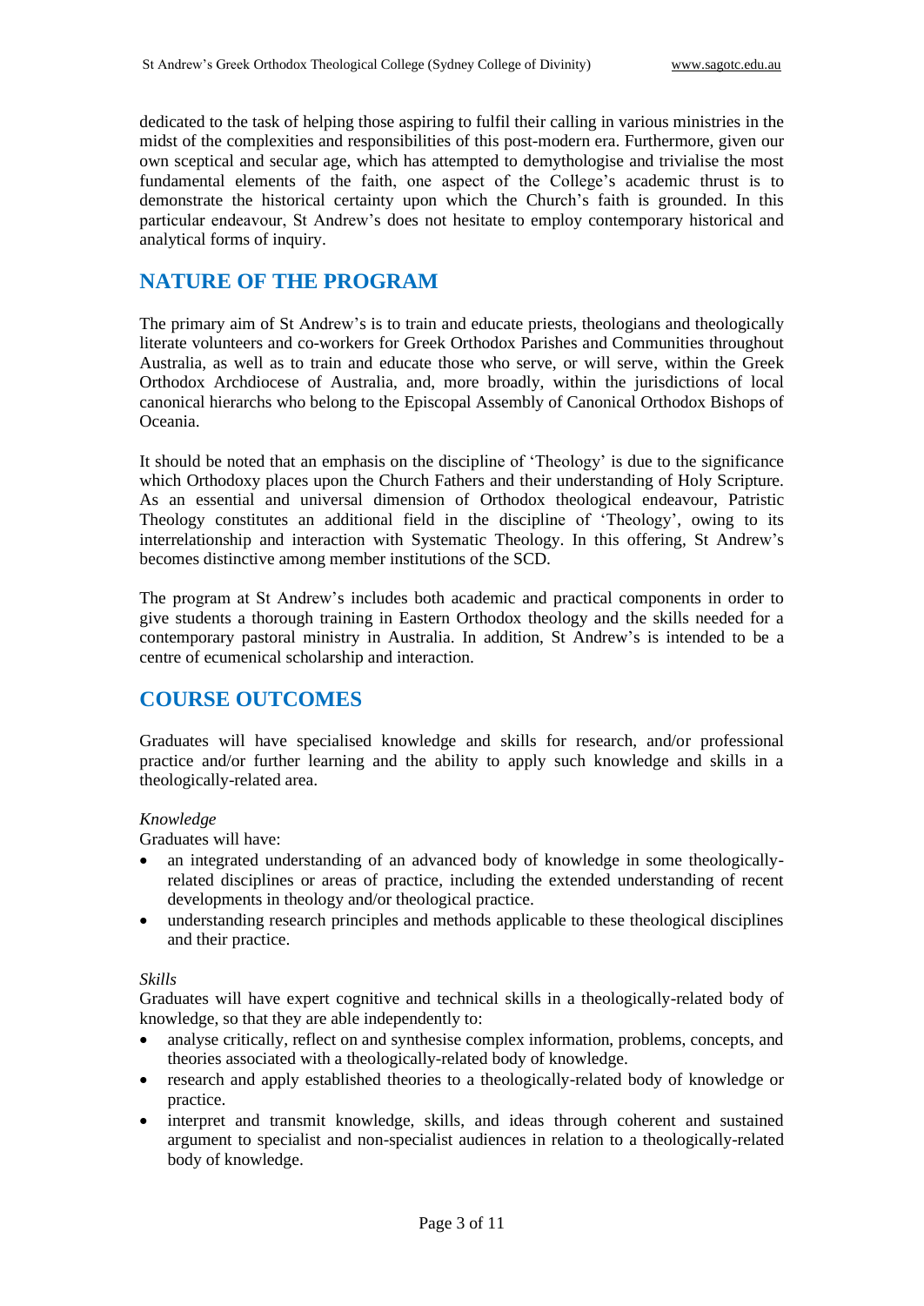dedicated to the task of helping those aspiring to fulfil their calling in various ministries in the midst of the complexities and responsibilities of this post-modern era. Furthermore, given our own sceptical and secular age, which has attempted to demythologise and trivialise the most fundamental elements of the faith, one aspect of the College's academic thrust is to demonstrate the historical certainty upon which the Church's faith is grounded. In this particular endeavour, St Andrew's does not hesitate to employ contemporary historical and analytical forms of inquiry.

## NATURE OF THE PROGRAM

The primary aim of St Andrew's is to train and educate priests, theologians and theologically literate volunteers and co-workers for Greek Orthodox Parishes and Communities throughout Australia, as well as to train and educate those who serve, or will serve, within the Greek Orthodox Archdiocese of Australia, and, more broadly, within the jurisdictions of local canonical hierarchs who belong to the Episcopal Assembly of Canonical Orthodox Bishops of Oceania.

It should be noted that an emphasis on the discipline of 'Theology' is due to the significance which Orthodoxy places upon the Church Fathers and their understanding of Holy Scripture. As an essential and universal dimension of Orthodox theological endeavour, Patristic Theology constitutes an additional field in the discipline of 'Theology', owing to its interrelationship and interaction with Systematic Theology. In this offering, St Andrew's becomes distinctive among member institutions of the SCD.

The program at St Andrew's includes both academic and practical components in order to give students a thorough training in Eastern Orthodox theology and the skills needed for a contemporary pastoral ministry in Australia. In addition, St Andrew's is intended to be a centre of ecumenical scholarship and interaction.

## COURSE OUTCOMES

Graduates will have specialised knowledge and skills for research, and/or professional practice and/or further learning and the ability to apply such knowledge and skills in a theologically-related area.

*Knowledge*

Graduates will have:

- an integrated understanding of an advanced body of knowledge in some theologically-related disciplines or areas of practice, including the extended understanding of recent developments in theology and/or theological practice.
- understanding research principles and methods applicable to these theological disciplines and their practice.

*Skills*

Graduates will have expert cognitive and technical skills in a theologically-related body of knowledge, so that they are able independently to:

- analyse critically, reflect on and synthesise complex information, problems, concepts, and theories associated with a theologically-related body of knowledge.
- research and apply established theories to a theologically-related body of knowledge or practice.
- interpret and transmit knowledge, skills, and ideas through coherent and sustained argument to specialist and non-specialist audiences in relation to a theologically-related body of knowledge.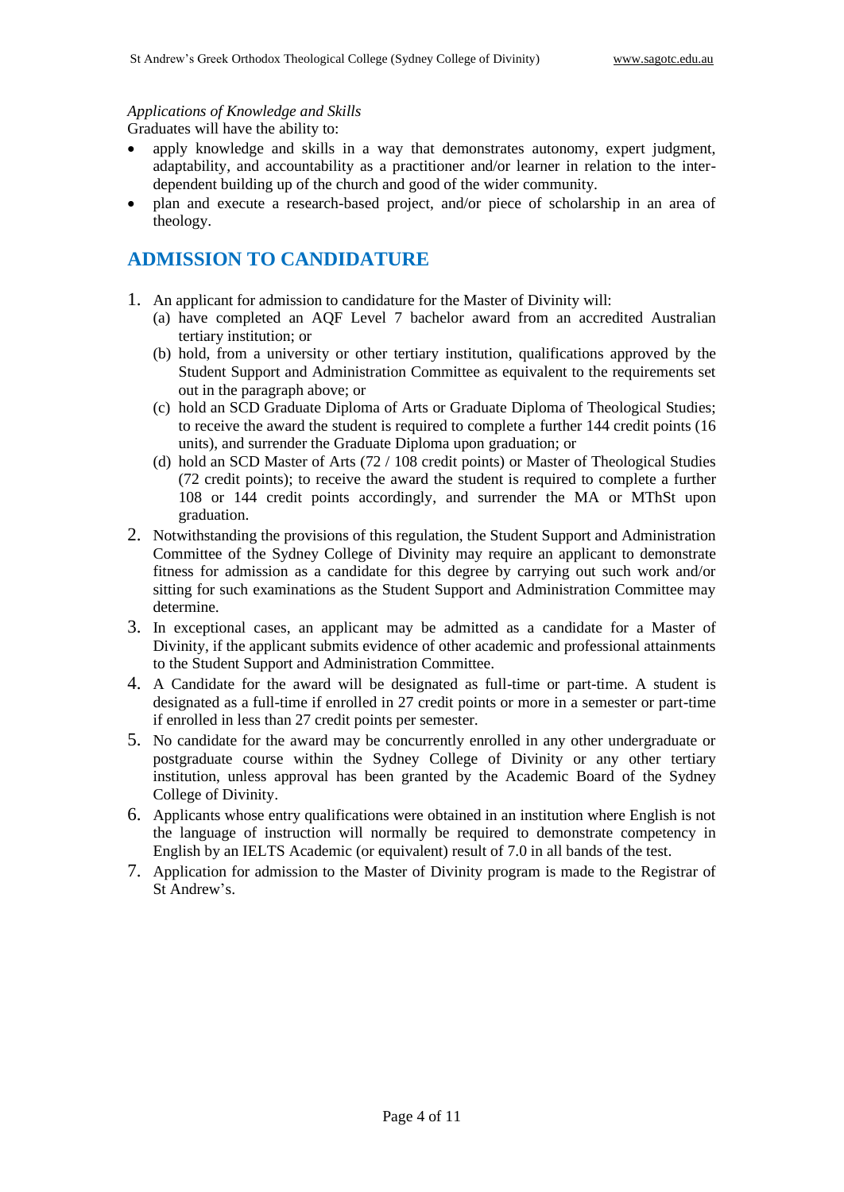*Applications of Knowledge and Skills*

Graduates will have the ability to:

- apply knowledge and skills in a way that demonstrates autonomy, expert judgment, adaptability, and accountability as a practitioner and/or learner in relation to the inter-dependent building up of the church and good of the wider community.
- plan and execute a research-based project, and/or piece of scholarship in an area of theology.

## ADMISSION TO CANDIDATURE

1. An applicant for admission to candidature for the Master of Divinity will:
   (a) have completed an AQF Level 7 bachelor award from an accredited Australian tertiary institution; or
   (b) hold, from a university or other tertiary institution, qualifications approved by the Student Support and Administration Committee as equivalent to the requirements set out in the paragraph above; or
   (c) hold an SCD Graduate Diploma of Arts or Graduate Diploma of Theological Studies; to receive the award the student is required to complete a further 144 credit points (16 units), and surrender the Graduate Diploma upon graduation; or
   (d) hold an SCD Master of Arts (72 / 108 credit points) or Master of Theological Studies (72 credit points); to receive the award the student is required to complete a further 108 or 144 credit points accordingly, and surrender the MA or MThSt upon graduation.
2. Notwithstanding the provisions of this regulation, the Student Support and Administration Committee of the Sydney College of Divinity may require an applicant to demonstrate fitness for admission as a candidate for this degree by carrying out such work and/or sitting for such examinations as the Student Support and Administration Committee may determine.
3. In exceptional cases, an applicant may be admitted as a candidate for a Master of Divinity, if the applicant submits evidence of other academic and professional attainments to the Student Support and Administration Committee.
4. A Candidate for the award will be designated as full-time or part-time. A student is designated as a full-time if enrolled in 27 credit points or more in a semester or part-time if enrolled in less than 27 credit points per semester.
5. No candidate for the award may be concurrently enrolled in any other undergraduate or postgraduate course within the Sydney College of Divinity or any other tertiary institution, unless approval has been granted by the Academic Board of the Sydney College of Divinity.
6. Applicants whose entry qualifications were obtained in an institution where English is not the language of instruction will normally be required to demonstrate competency in English by an IELTS Academic (or equivalent) result of 7.0 in all bands of the test.
7. Application for admission to the Master of Divinity program is made to the Registrar of St Andrew's.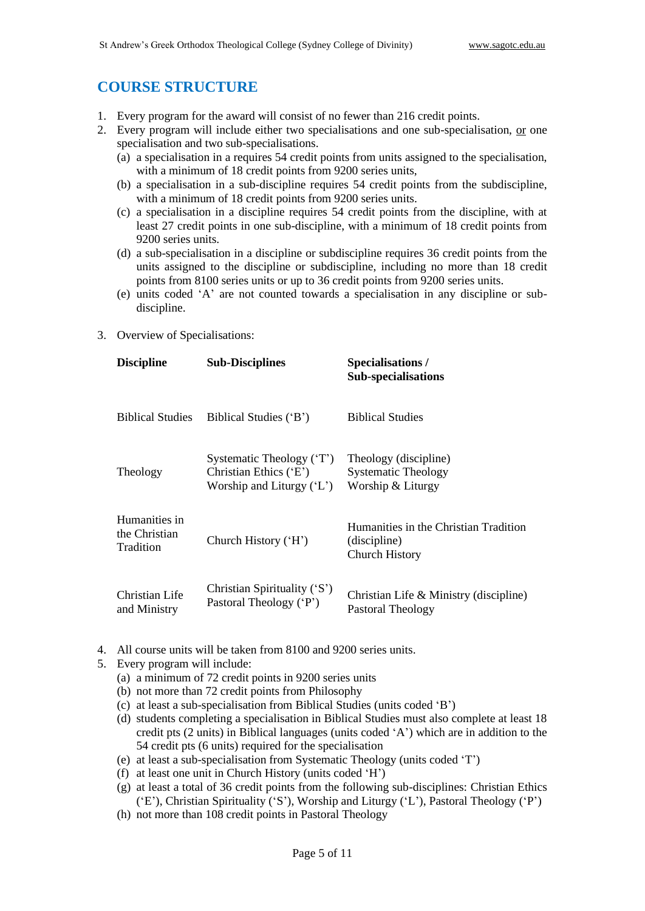## COURSE STRUCTURE

1. Every program for the award will consist of no fewer than 216 credit points.
2. Every program will include either two specialisations and one sub-specialisation, <u>or</u> one specialisation and two sub-specialisations.
   (a) a specialisation in a requires 54 credit points from units assigned to the specialisation, with a minimum of 18 credit points from 9200 series units,
   (b) a specialisation in a sub-discipline requires 54 credit points from the subdiscipline, with a minimum of 18 credit points from 9200 series units.
   (c) a specialisation in a discipline requires 54 credit points from the discipline, with at least 27 credit points in one sub-discipline, with a minimum of 18 credit points from 9200 series units.
   (d) a sub-specialisation in a discipline or subdiscipline requires 36 credit points from the units assigned to the discipline or subdiscipline, including no more than 18 credit points from 8100 series units or up to 36 credit points from 9200 series units.
   (e) units coded 'A' are not counted towards a specialisation in any discipline or sub-discipline.
3. Overview of Specialisations:

| Discipline | Sub-Disciplines | Specialisations / Sub-specialisations |
|---|---|---|
| Biblical Studies | Biblical Studies ('B') | Biblical Studies |
| Theology | Systematic Theology ('T')<br>Christian Ethics ('E')<br>Worship and Liturgy ('L') | Theology (discipline)<br>Systematic Theology<br>Worship & Liturgy |
| Humanities in the Christian Tradition | Church History ('H') | Humanities in the Christian Tradition (discipline)<br>Church History |
| Christian Life and Ministry | Christian Spirituality ('S')<br>Pastoral Theology ('P') | Christian Life & Ministry (discipline)<br>Pastoral Theology |

4. All course units will be taken from 8100 and 9200 series units.
5. Every program will include:
   (a) a minimum of 72 credit points in 9200 series units
   (b) not more than 72 credit points from Philosophy
   (c) at least a sub-specialisation from Biblical Studies (units coded 'B')
   (d) students completing a specialisation in Biblical Studies must also complete at least 18 credit pts (2 units) in Biblical languages (units coded 'A') which are in addition to the 54 credit pts (6 units) required for the specialisation
   (e) at least a sub-specialisation from Systematic Theology (units coded 'T')
   (f) at least one unit in Church History (units coded 'H')
   (g) at least a total of 36 credit points from the following sub-disciplines: Christian Ethics ('E'), Christian Spirituality ('S'), Worship and Liturgy ('L'), Pastoral Theology ('P')
   (h) not more than 108 credit points in Pastoral Theology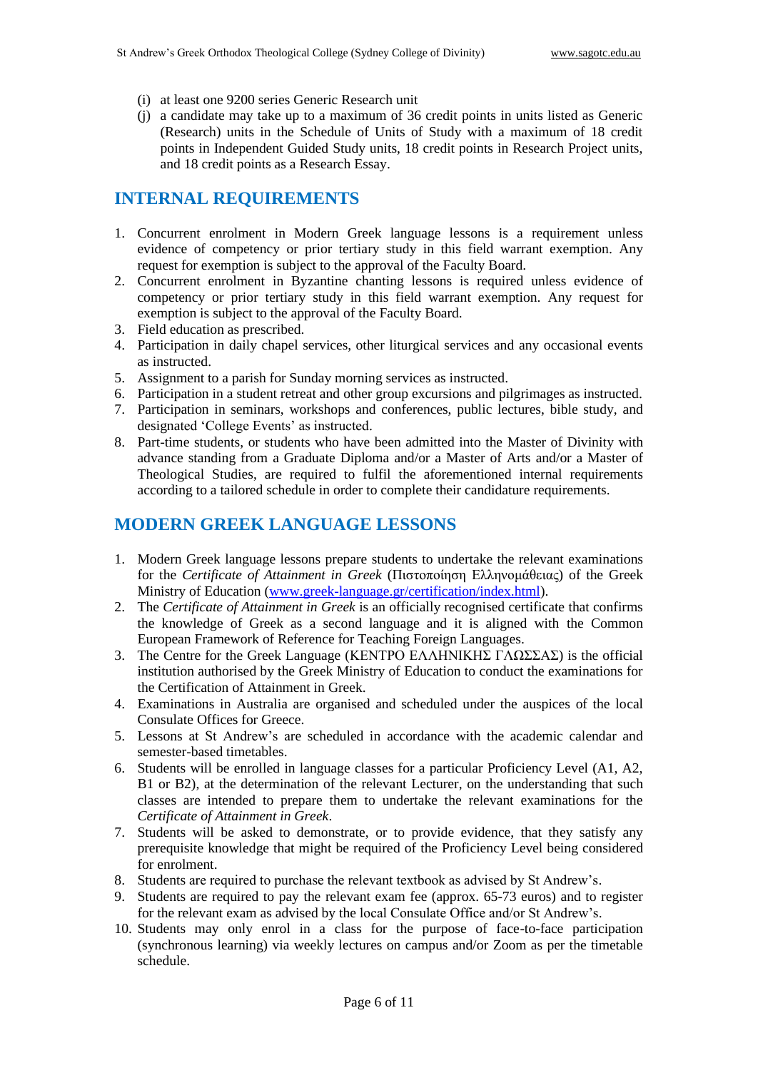(i) at least one 9200 series Generic Research unit

(j) a candidate may take up to a maximum of 36 credit points in units listed as Generic (Research) units in the Schedule of Units of Study with a maximum of 18 credit points in Independent Guided Study units, 18 credit points in Research Project units, and 18 credit points as a Research Essay.

## INTERNAL REQUIREMENTS

1. Concurrent enrolment in Modern Greek language lessons is a requirement unless evidence of competency or prior tertiary study in this field warrant exemption. Any request for exemption is subject to the approval of the Faculty Board.
2. Concurrent enrolment in Byzantine chanting lessons is required unless evidence of competency or prior tertiary study in this field warrant exemption. Any request for exemption is subject to the approval of the Faculty Board.
3. Field education as prescribed.
4. Participation in daily chapel services, other liturgical services and any occasional events as instructed.
5. Assignment to a parish for Sunday morning services as instructed.
6. Participation in a student retreat and other group excursions and pilgrimages as instructed.
7. Participation in seminars, workshops and conferences, public lectures, bible study, and designated 'College Events' as instructed.
8. Part-time students, or students who have been admitted into the Master of Divinity with advance standing from a Graduate Diploma and/or a Master of Arts and/or a Master of Theological Studies, are required to fulfil the aforementioned internal requirements according to a tailored schedule in order to complete their candidature requirements.

## MODERN GREEK LANGUAGE LESSONS

1. Modern Greek language lessons prepare students to undertake the relevant examinations for the *Certificate of Attainment in Greek* (Πιστοποίηση Ελληνομάθειας) of the Greek Ministry of Education (www.greek-language.gr/certification/index.html).
2. The *Certificate of Attainment in Greek* is an officially recognised certificate that confirms the knowledge of Greek as a second language and it is aligned with the Common European Framework of Reference for Teaching Foreign Languages.
3. The Centre for the Greek Language (ΚΕΝΤΡΟ ΕΛΛΗΝΙΚΗΣ ΓΛΩΣΣΑΣ) is the official institution authorised by the Greek Ministry of Education to conduct the examinations for the Certification of Attainment in Greek.
4. Examinations in Australia are organised and scheduled under the auspices of the local Consulate Offices for Greece.
5. Lessons at St Andrew's are scheduled in accordance with the academic calendar and semester-based timetables.
6. Students will be enrolled in language classes for a particular Proficiency Level (A1, A2, B1 or B2), at the determination of the relevant Lecturer, on the understanding that such classes are intended to prepare them to undertake the relevant examinations for the *Certificate of Attainment in Greek*.
7. Students will be asked to demonstrate, or to provide evidence, that they satisfy any prerequisite knowledge that might be required of the Proficiency Level being considered for enrolment.
8. Students are required to purchase the relevant textbook as advised by St Andrew's.
9. Students are required to pay the relevant exam fee (approx. 65-73 euros) and to register for the relevant exam as advised by the local Consulate Office and/or St Andrew's.
10. Students may only enrol in a class for the purpose of face-to-face participation (synchronous learning) via weekly lectures on campus and/or Zoom as per the timetable schedule.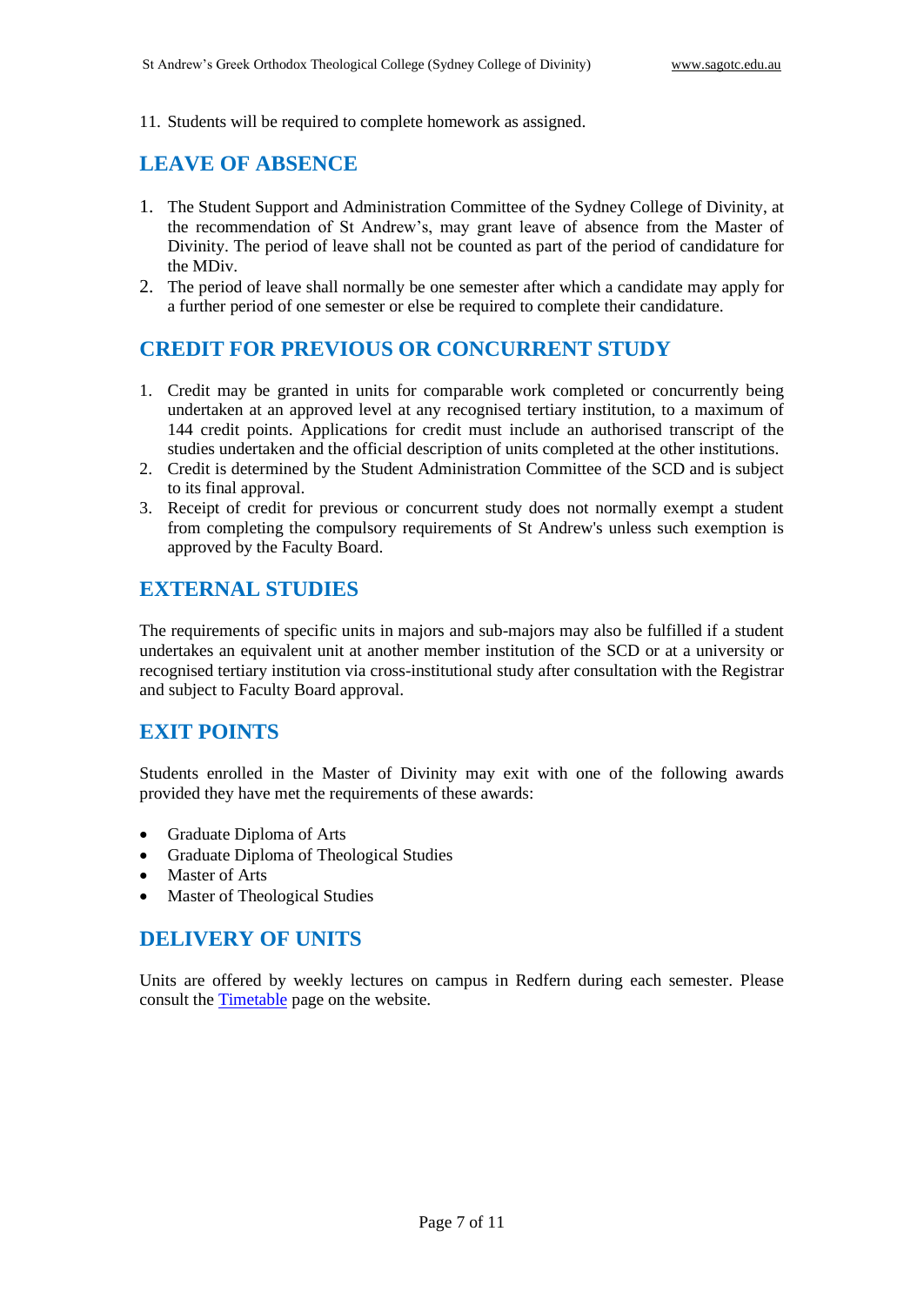11. Students will be required to complete homework as assigned.

## LEAVE OF ABSENCE

1. The Student Support and Administration Committee of the Sydney College of Divinity, at the recommendation of St Andrew’s, may grant leave of absence from the Master of Divinity. The period of leave shall not be counted as part of the period of candidature for the MDiv.
2. The period of leave shall normally be one semester after which a candidate may apply for a further period of one semester or else be required to complete their candidature.

## CREDIT FOR PREVIOUS OR CONCURRENT STUDY

1. Credit may be granted in units for comparable work completed or concurrently being undertaken at an approved level at any recognised tertiary institution, to a maximum of 144 credit points. Applications for credit must include an authorised transcript of the studies undertaken and the official description of units completed at the other institutions.
2. Credit is determined by the Student Administration Committee of the SCD and is subject to its final approval.
3. Receipt of credit for previous or concurrent study does not normally exempt a student from completing the compulsory requirements of St Andrew's unless such exemption is approved by the Faculty Board.

## EXTERNAL STUDIES

The requirements of specific units in majors and sub-majors may also be fulfilled if a student undertakes an equivalent unit at another member institution of the SCD or at a university or recognised tertiary institution via cross-institutional study after consultation with the Registrar and subject to Faculty Board approval.

## EXIT POINTS

Students enrolled in the Master of Divinity may exit with one of the following awards provided they have met the requirements of these awards:

- Graduate Diploma of Arts
- Graduate Diploma of Theological Studies
- Master of Arts
- Master of Theological Studies

## DELIVERY OF UNITS

Units are offered by weekly lectures on campus in Redfern during each semester. Please consult the Timetable page on the website.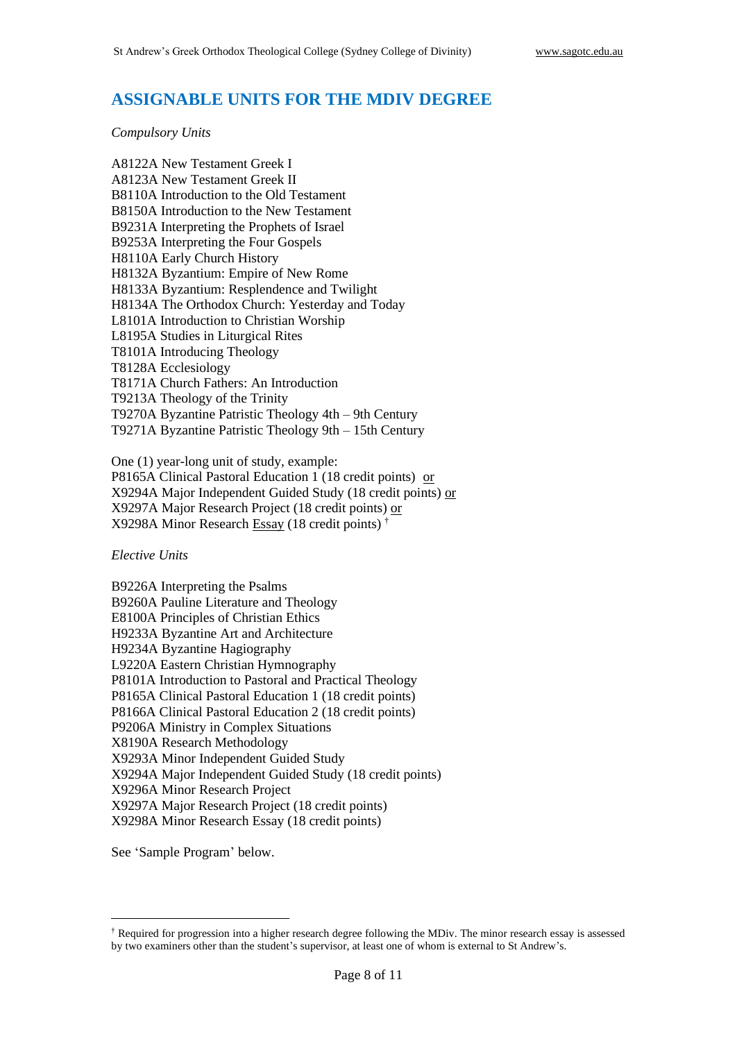## ASSIGNABLE UNITS FOR THE MDIV DEGREE

*Compulsory Units*

A8122A New Testament Greek I
A8123A New Testament Greek II
B8110A Introduction to the Old Testament
B8150A Introduction to the New Testament
B9231A Interpreting the Prophets of Israel
B9253A Interpreting the Four Gospels
H8110A Early Church History
H8132A Byzantium: Empire of New Rome
H8133A Byzantium: Resplendence and Twilight
H8134A The Orthodox Church: Yesterday and Today
L8101A Introduction to Christian Worship
L8195A Studies in Liturgical Rites
T8101A Introducing Theology
T8128A Ecclesiology
T8171A Church Fathers: An Introduction
T9213A Theology of the Trinity
T9270A Byzantine Patristic Theology 4th – 9th Century
T9271A Byzantine Patristic Theology 9th – 15th Century

One (1) year-long unit of study, example:
P8165A Clinical Pastoral Education 1 (18 credit points) or
X9294A Major Independent Guided Study (18 credit points) or
X9297A Major Research Project (18 credit points) or
X9298A Minor Research Essay (18 credit points) [†]

*Elective Units*

B9226A Interpreting the Psalms
B9260A Pauline Literature and Theology
E8100A Principles of Christian Ethics
H9233A Byzantine Art and Architecture
H9234A Byzantine Hagiography
L9220A Eastern Christian Hymnography
P8101A Introduction to Pastoral and Practical Theology
P8165A Clinical Pastoral Education 1 (18 credit points)
P8166A Clinical Pastoral Education 2 (18 credit points)
P9206A Ministry in Complex Situations
X8190A Research Methodology
X9293A Minor Independent Guided Study
X9294A Major Independent Guided Study (18 credit points)
X9296A Minor Research Project
X9297A Major Research Project (18 credit points)
X9298A Minor Research Essay (18 credit points)

See 'Sample Program' below.

---

[†] Required for progression into a higher research degree following the MDiv. The minor research essay is assessed by two examiners other than the student's supervisor, at least one of whom is external to St Andrew's.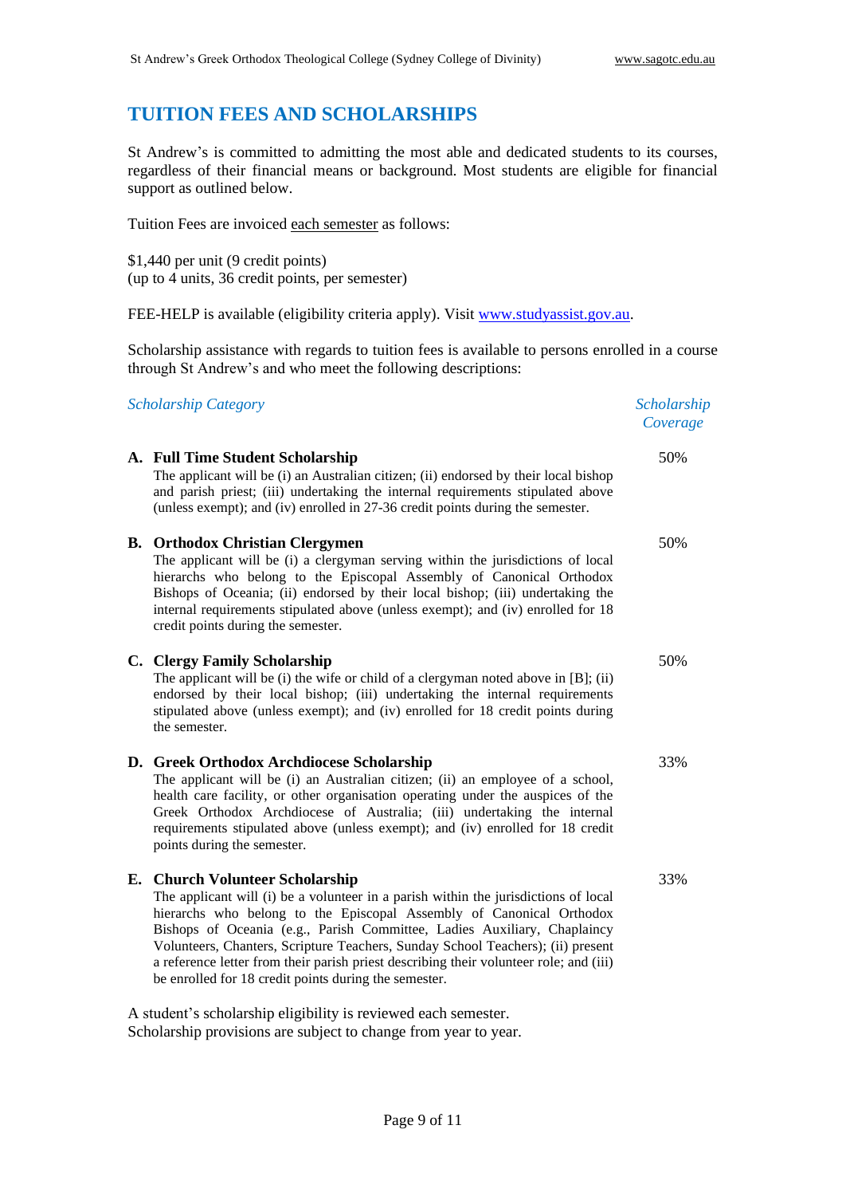## TUITION FEES AND SCHOLARSHIPS

St Andrew's is committed to admitting the most able and dedicated students to its courses, regardless of their financial means or background. Most students are eligible for financial support as outlined below.

Tuition Fees are invoiced each semester as follows:

$1,440 per unit (9 credit points)
(up to 4 units, 36 credit points, per semester)

FEE-HELP is available (eligibility criteria apply). Visit www.studyassist.gov.au.

Scholarship assistance with regards to tuition fees is available to persons enrolled in a course through St Andrew's and who meet the following descriptions:

| *Scholarship Category* | *Scholarship Coverage* |
|---|---|
| **A. Full Time Student Scholarship**<br>The applicant will be (i) an Australian citizen; (ii) endorsed by their local bishop and parish priest; (iii) undertaking the internal requirements stipulated above (unless exempt); and (iv) enrolled in 27-36 credit points during the semester. | 50% |
| **B. Orthodox Christian Clergymen**<br>The applicant will be (i) a clergyman serving within the jurisdictions of local hierarchs who belong to the Episcopal Assembly of Canonical Orthodox Bishops of Oceania; (ii) endorsed by their local bishop; (iii) undertaking the internal requirements stipulated above (unless exempt); and (iv) enrolled for 18 credit points during the semester. | 50% |
| **C. Clergy Family Scholarship**<br>The applicant will be (i) the wife or child of a clergyman noted above in [B]; (ii) endorsed by their local bishop; (iii) undertaking the internal requirements stipulated above (unless exempt); and (iv) enrolled for 18 credit points during the semester. | 50% |
| **D. Greek Orthodox Archdiocese Scholarship**<br>The applicant will be (i) an Australian citizen; (ii) an employee of a school, health care facility, or other organisation operating under the auspices of the Greek Orthodox Archdiocese of Australia; (iii) undertaking the internal requirements stipulated above (unless exempt); and (iv) enrolled for 18 credit points during the semester. | 33% |
| **E. Church Volunteer Scholarship**<br>The applicant will (i) be a volunteer in a parish within the jurisdictions of local hierarchs who belong to the Episcopal Assembly of Canonical Orthodox Bishops of Oceania (e.g., Parish Committee, Ladies Auxiliary, Chaplaincy Volunteers, Chanters, Scripture Teachers, Sunday School Teachers); (ii) present a reference letter from their parish priest describing their volunteer role; and (iii) be enrolled for 18 credit points during the semester. | 33% |

A student's scholarship eligibility is reviewed each semester.
Scholarship provisions are subject to change from year to year.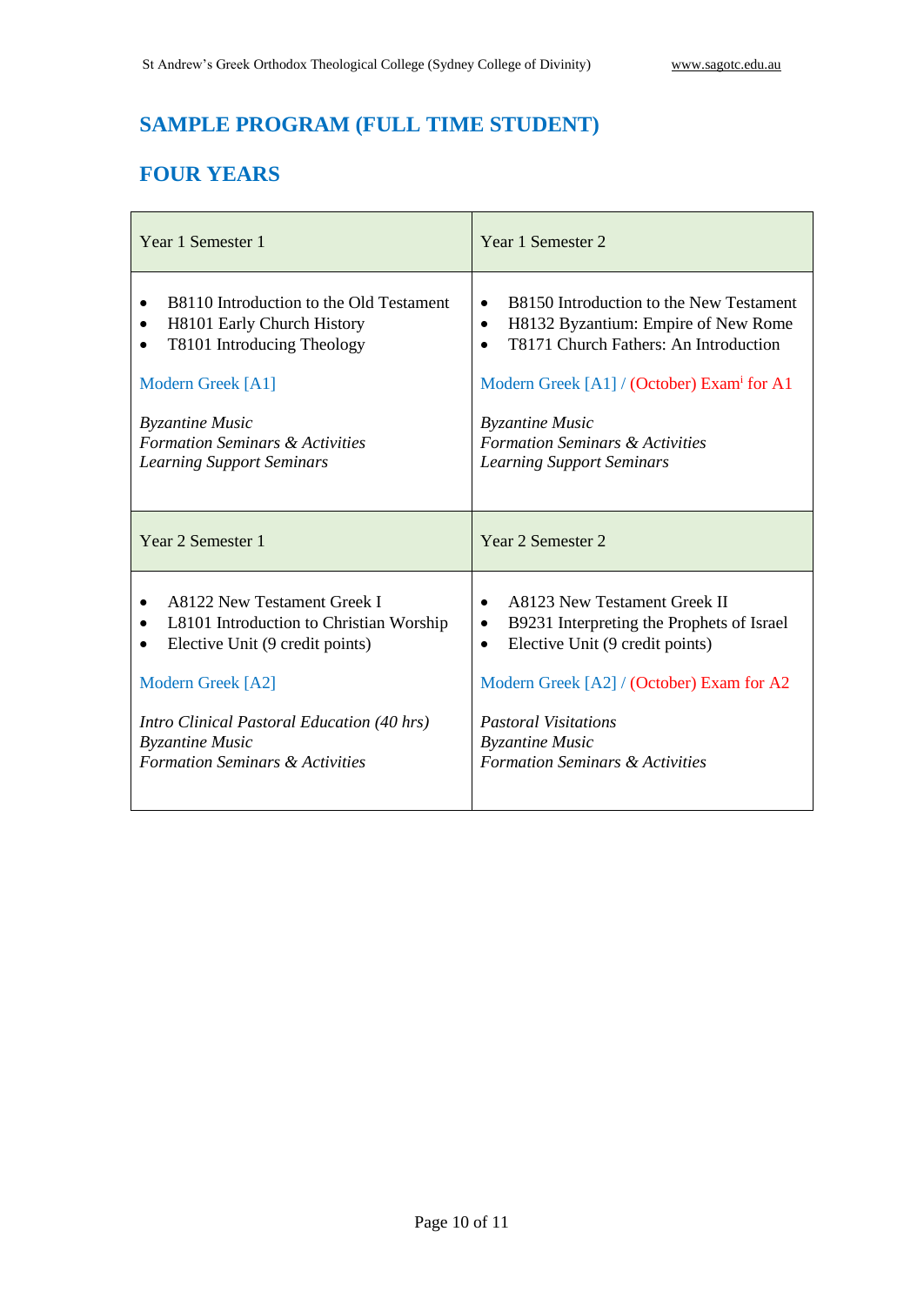## SAMPLE PROGRAM (FULL TIME STUDENT)

## FOUR YEARS

| Year 1 Semester 1 | Year 1 Semester 2 |
|---|---|
| • B8110 Introduction to the Old Testament<br>• H8101 Early Church History<br>• T8101 Introducing Theology<br><br>Modern Greek [A1]<br><br>*Byzantine Music*<br>*Formation Seminars & Activities*<br>*Learning Support Seminars* | • B8150 Introduction to the New Testament<br>• H8132 Byzantium: Empire of New Rome<br>• T8171 Church Fathers: An Introduction<br><br>Modern Greek [A1] / (October) Exam[i] for A1<br><br>*Byzantine Music*<br>*Formation Seminars & Activities*<br>*Learning Support Seminars* |
| **Year 2 Semester 1** | **Year 2 Semester 2** |
| • A8122 New Testament Greek I<br>• L8101 Introduction to Christian Worship<br>• Elective Unit (9 credit points)<br><br>Modern Greek [A2]<br><br>*Intro Clinical Pastoral Education (40 hrs)*<br>*Byzantine Music*<br>*Formation Seminars & Activities* | • A8123 New Testament Greek II<br>• B9231 Interpreting the Prophets of Israel<br>• Elective Unit (9 credit points)<br><br>Modern Greek [A2] / (October) Exam for A2<br><br>*Pastoral Visitations*<br>*Byzantine Music*<br>*Formation Seminars & Activities* |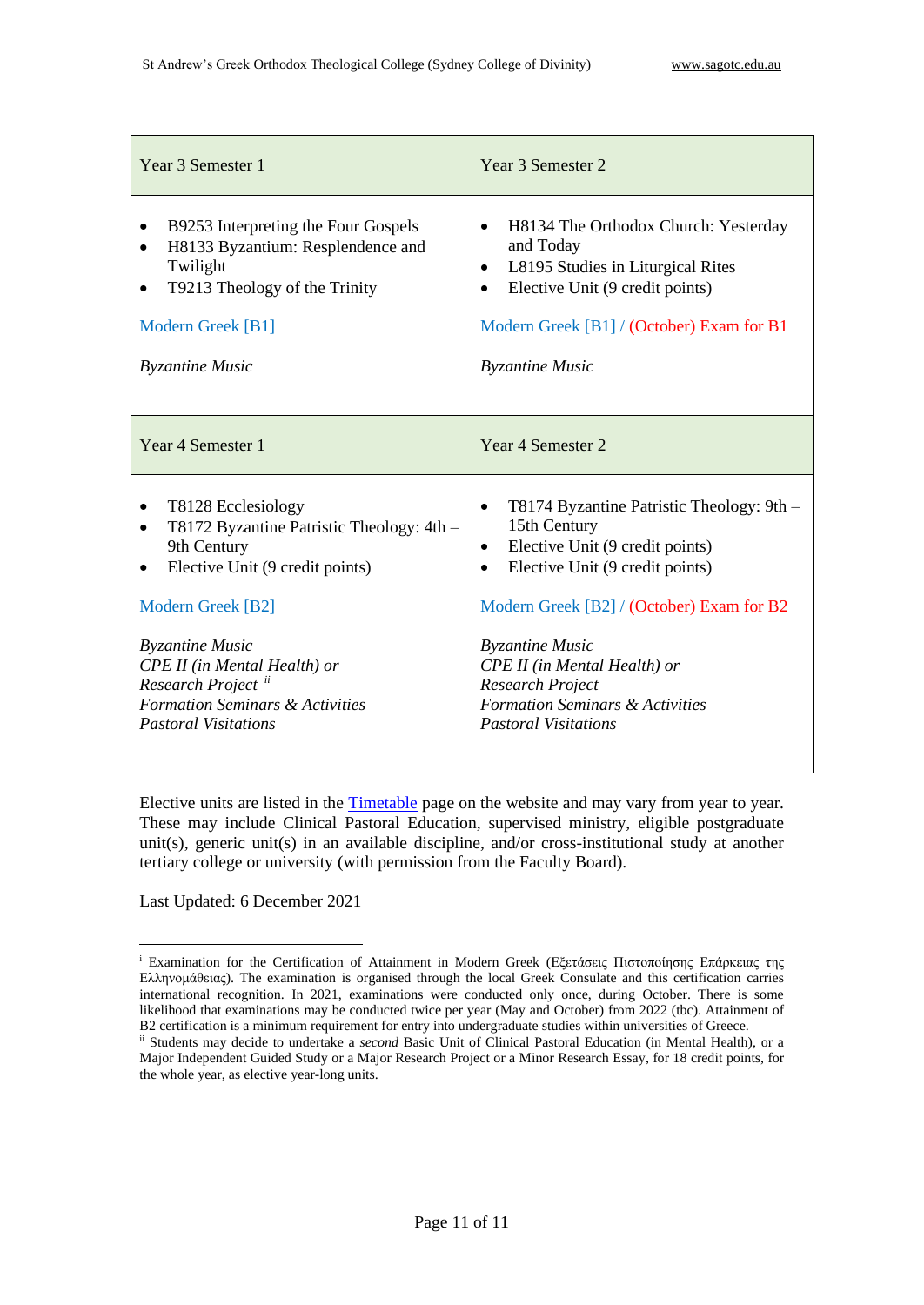| Year 3 Semester 1 | Year 3 Semester 2 |
|---|---|
| • B9253 Interpreting the Four Gospels<br>• H8133 Byzantium: Resplendence and Twilight<br>• T9213 Theology of the Trinity<br><br>Modern Greek [B1]<br><br>*Byzantine Music* | • H8134 The Orthodox Church: Yesterday and Today<br>• L8195 Studies in Liturgical Rites<br>• Elective Unit (9 credit points)<br><br>Modern Greek [B1] / (October) Exam for B1<br><br>*Byzantine Music* |
| **Year 4 Semester 1** | **Year 4 Semester 2** |
| • T8128 Ecclesiology<br>• T8172 Byzantine Patristic Theology: 4th – 9th Century<br>• Elective Unit (9 credit points)<br><br>Modern Greek [B2]<br><br>*Byzantine Music*<br>*CPE II (in Mental Health) or*<br>*Research Project* [ii]<br>*Formation Seminars & Activities*<br>*Pastoral Visitations* | • T8174 Byzantine Patristic Theology: 9th – 15th Century<br>• Elective Unit (9 credit points)<br>• Elective Unit (9 credit points)<br><br>Modern Greek [B2] / (October) Exam for B2<br><br>*Byzantine Music*<br>*CPE II (in Mental Health) or*<br>*Research Project*<br>*Formation Seminars & Activities*<br>*Pastoral Visitations* |

Elective units are listed in the Timetable page on the website and may vary from year to year. These may include Clinical Pastoral Education, supervised ministry, eligible postgraduate unit(s), generic unit(s) in an available discipline, and/or cross-institutional study at another tertiary college or university (with permission from the Faculty Board).

Last Updated: 6 December 2021

---

[i] Examination for the Certification of Attainment in Modern Greek (Εξετάσεις Πιστοποίησης Επάρκειας της Ελληνομάθειας). The examination is organised through the local Greek Consulate and this certification carries international recognition. In 2021, examinations were conducted only once, during October. There is some likelihood that examinations may be conducted twice per year (May and October) from 2022 (tbc). Attainment of B2 certification is a minimum requirement for entry into undergraduate studies within universities of Greece.

[ii] Students may decide to undertake a *second* Basic Unit of Clinical Pastoral Education (in Mental Health), or a Major Independent Guided Study or a Major Research Project or a Minor Research Essay, for 18 credit points, for the whole year, as elective year-long units.